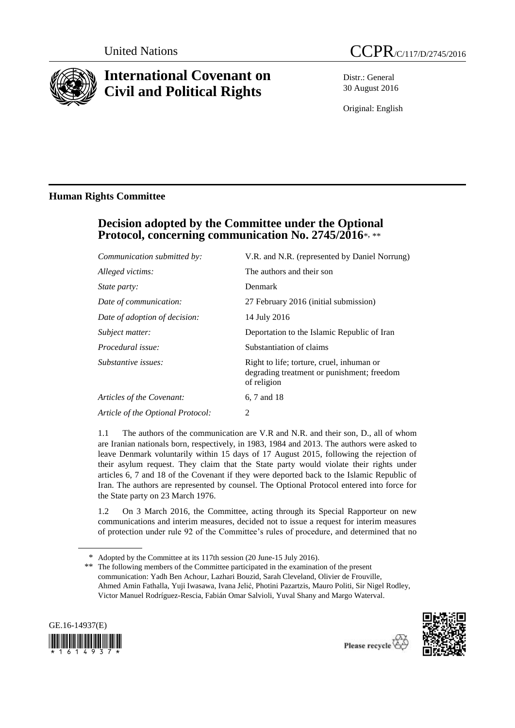United Nations

CCPR/C/117/D/2745/2016

# International Covenant on Civil and Political Rights

Distr.: General
30 August 2016

Original: English

## Human Rights Committee

### Decision adopted by the Committee under the Optional Protocol, concerning communication No. 2745/2016*, **

| | |
|---|---|
| *Communication submitted by:* | V.R. and N.R. (represented by Daniel Norrung) |
| *Alleged victims:* | The authors and their son |
| *State party:* | Denmark |
| *Date of communication:* | 27 February 2016 (initial submission) |
| *Date of adoption of decision:* | 14 July 2016 |
| *Subject matter:* | Deportation to the Islamic Republic of Iran |
| *Procedural issue:* | Substantiation of claims |
| *Substantive issues:* | Right to life; torture, cruel, inhuman or degrading treatment or punishment; freedom of religion |
| *Articles of the Covenant:* | 6, 7 and 18 |
| *Article of the Optional Protocol:* | 2 |

1.1 The authors of the communication are V.R and N.R. and their son, D., all of whom are Iranian nationals born, respectively, in 1983, 1984 and 2013. The authors were asked to leave Denmark voluntarily within 15 days of 17 August 2015, following the rejection of their asylum request. They claim that the State party would violate their rights under articles 6, 7 and 18 of the Covenant if they were deported back to the Islamic Republic of Iran. The authors are represented by counsel. The Optional Protocol entered into force for the State party on 23 March 1976.

1.2 On 3 March 2016, the Committee, acting through its Special Rapporteur on new communications and interim measures, decided not to issue a request for interim measures of protection under rule 92 of the Committee's rules of procedure, and determined that no

\* Adopted by the Committee at its 117th session (20 June-15 July 2016).

\*\* The following members of the Committee participated in the examination of the present communication: Yadh Ben Achour, Lazhari Bouzid, Sarah Cleveland, Olivier de Frouville, Ahmed Amin Fathalla, Yuji Iwasawa, Ivana Jelić, Photini Pazartzis, Mauro Politi, Sir Nigel Rodley, Victor Manuel Rodríguez-Rescia, Fabián Omar Salvioli, Yuval Shany and Margo Waterval.

GE.16-14937(E)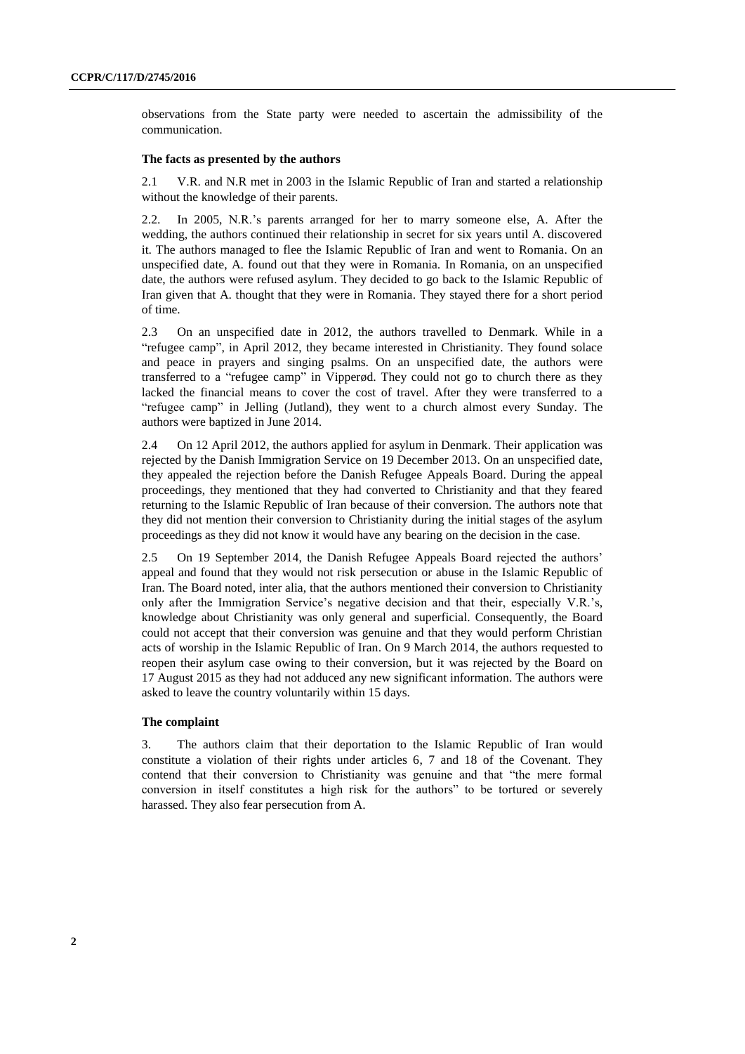observations from the State party were needed to ascertain the admissibility of the communication.

### The facts as presented by the authors

2.1 V.R. and N.R met in 2003 in the Islamic Republic of Iran and started a relationship without the knowledge of their parents.

2.2. In 2005, N.R.'s parents arranged for her to marry someone else, A. After the wedding, the authors continued their relationship in secret for six years until A. discovered it. The authors managed to flee the Islamic Republic of Iran and went to Romania. On an unspecified date, A. found out that they were in Romania. In Romania, on an unspecified date, the authors were refused asylum. They decided to go back to the Islamic Republic of Iran given that A. thought that they were in Romania. They stayed there for a short period of time.

2.3 On an unspecified date in 2012, the authors travelled to Denmark. While in a "refugee camp", in April 2012, they became interested in Christianity. They found solace and peace in prayers and singing psalms. On an unspecified date, the authors were transferred to a "refugee camp" in Vipperød. They could not go to church there as they lacked the financial means to cover the cost of travel. After they were transferred to a "refugee camp" in Jelling (Jutland), they went to a church almost every Sunday. The authors were baptized in June 2014.

2.4 On 12 April 2012, the authors applied for asylum in Denmark. Their application was rejected by the Danish Immigration Service on 19 December 2013. On an unspecified date, they appealed the rejection before the Danish Refugee Appeals Board. During the appeal proceedings, they mentioned that they had converted to Christianity and that they feared returning to the Islamic Republic of Iran because of their conversion. The authors note that they did not mention their conversion to Christianity during the initial stages of the asylum proceedings as they did not know it would have any bearing on the decision in the case.

2.5 On 19 September 2014, the Danish Refugee Appeals Board rejected the authors' appeal and found that they would not risk persecution or abuse in the Islamic Republic of Iran. The Board noted, inter alia, that the authors mentioned their conversion to Christianity only after the Immigration Service's negative decision and that their, especially V.R.'s, knowledge about Christianity was only general and superficial. Consequently, the Board could not accept that their conversion was genuine and that they would perform Christian acts of worship in the Islamic Republic of Iran. On 9 March 2014, the authors requested to reopen their asylum case owing to their conversion, but it was rejected by the Board on 17 August 2015 as they had not adduced any new significant information. The authors were asked to leave the country voluntarily within 15 days.

### The complaint

3. The authors claim that their deportation to the Islamic Republic of Iran would constitute a violation of their rights under articles 6, 7 and 18 of the Covenant. They contend that their conversion to Christianity was genuine and that "the mere formal conversion in itself constitutes a high risk for the authors" to be tortured or severely harassed. They also fear persecution from A.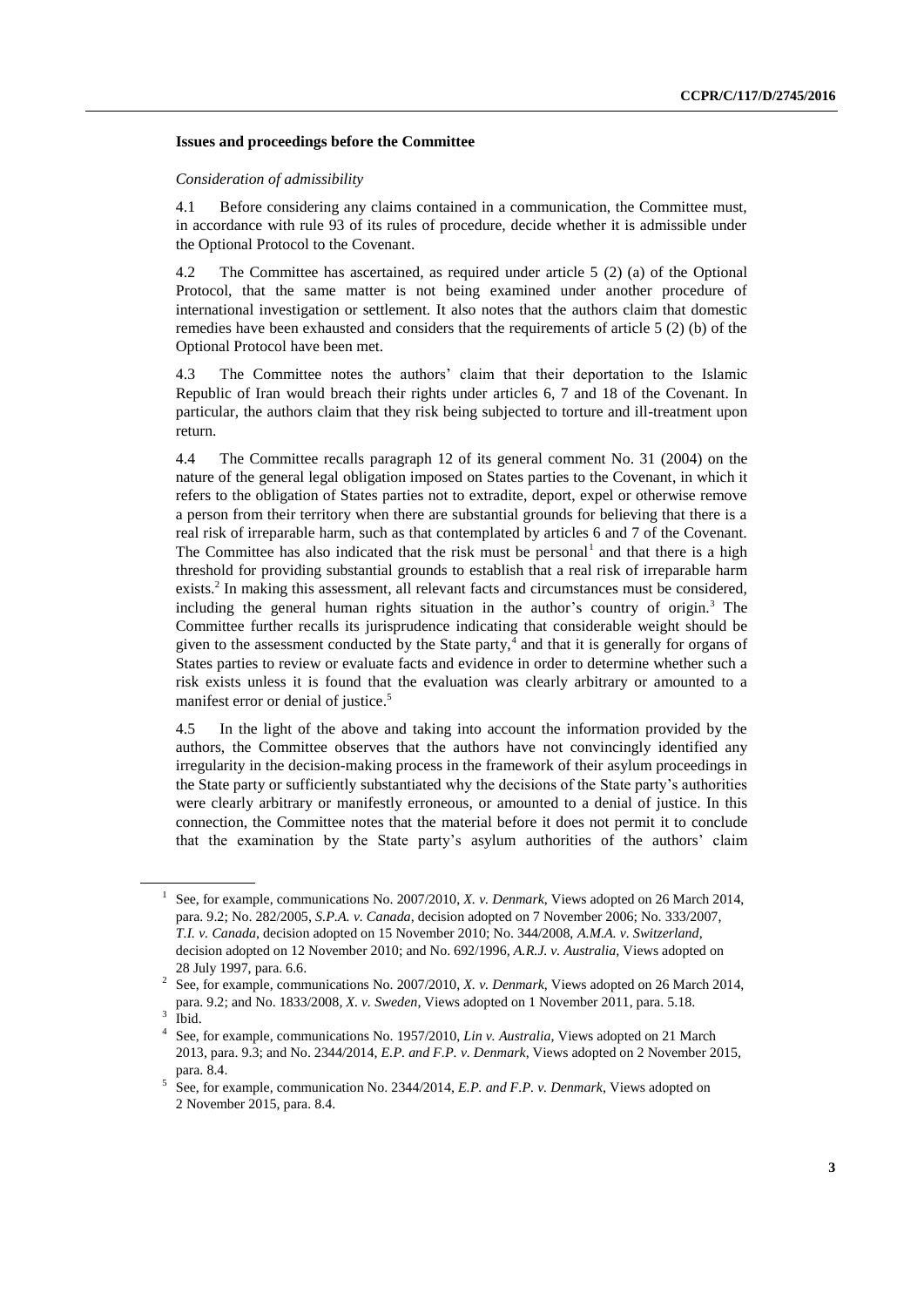### Issues and proceedings before the Committee

*Consideration of admissibility*

4.1 Before considering any claims contained in a communication, the Committee must, in accordance with rule 93 of its rules of procedure, decide whether it is admissible under the Optional Protocol to the Covenant.

4.2 The Committee has ascertained, as required under article 5 (2) (a) of the Optional Protocol, that the same matter is not being examined under another procedure of international investigation or settlement. It also notes that the authors claim that domestic remedies have been exhausted and considers that the requirements of article 5 (2) (b) of the Optional Protocol have been met.

4.3 The Committee notes the authors' claim that their deportation to the Islamic Republic of Iran would breach their rights under articles 6, 7 and 18 of the Covenant. In particular, the authors claim that they risk being subjected to torture and ill-treatment upon return.

4.4 The Committee recalls paragraph 12 of its general comment No. 31 (2004) on the nature of the general legal obligation imposed on States parties to the Covenant, in which it refers to the obligation of States parties not to extradite, deport, expel or otherwise remove a person from their territory when there are substantial grounds for believing that there is a real risk of irreparable harm, such as that contemplated by articles 6 and 7 of the Covenant. The Committee has also indicated that the risk must be personal[1] and that there is a high threshold for providing substantial grounds to establish that a real risk of irreparable harm exists.[2] In making this assessment, all relevant facts and circumstances must be considered, including the general human rights situation in the author's country of origin.[3] The Committee further recalls its jurisprudence indicating that considerable weight should be given to the assessment conducted by the State party,[4] and that it is generally for organs of States parties to review or evaluate facts and evidence in order to determine whether such a risk exists unless it is found that the evaluation was clearly arbitrary or amounted to a manifest error or denial of justice.[5]

4.5 In the light of the above and taking into account the information provided by the authors, the Committee observes that the authors have not convincingly identified any irregularity in the decision-making process in the framework of their asylum proceedings in the State party or sufficiently substantiated why the decisions of the State party's authorities were clearly arbitrary or manifestly erroneous, or amounted to a denial of justice. In this connection, the Committee notes that the material before it does not permit it to conclude that the examination by the State party's asylum authorities of the authors' claim

---

[1] See, for example, communications No. 2007/2010, *X. v. Denmark*, Views adopted on 26 March 2014, para. 9.2; No. 282/2005, *S.P.A. v. Canada*, decision adopted on 7 November 2006; No. 333/2007, *T.I. v. Canada*, decision adopted on 15 November 2010; No. 344/2008, *A.M.A. v. Switzerland*, decision adopted on 12 November 2010; and No. 692/1996, *A.R.J. v. Australia*, Views adopted on 28 July 1997, para. 6.6.

[2] See, for example, communications No. 2007/2010, *X. v. Denmark*, Views adopted on 26 March 2014, para. 9.2; and No. 1833/2008, *X. v. Sweden*, Views adopted on 1 November 2011, para. 5.18.

[3] Ibid.

[4] See, for example, communications No. 1957/2010, *Lin v. Australia*, Views adopted on 21 March 2013, para. 9.3; and No. 2344/2014, *E.P. and F.P. v. Denmark*, Views adopted on 2 November 2015, para. 8.4.

[5] See, for example, communication No. 2344/2014, *E.P. and F.P. v. Denmark*, Views adopted on 2 November 2015, para. 8.4.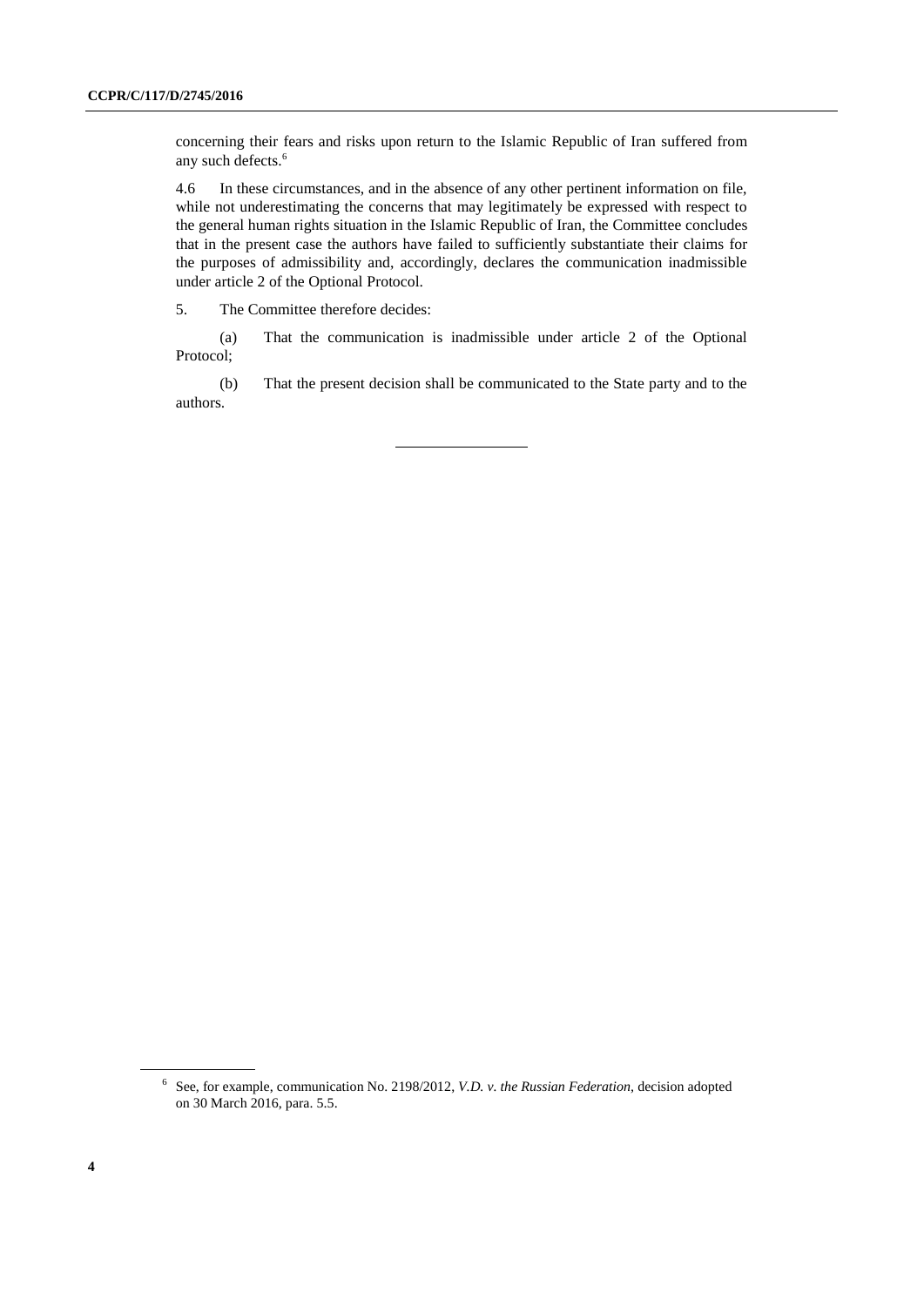concerning their fears and risks upon return to the Islamic Republic of Iran suffered from any such defects.[6]

4.6 In these circumstances, and in the absence of any other pertinent information on file, while not underestimating the concerns that may legitimately be expressed with respect to the general human rights situation in the Islamic Republic of Iran, the Committee concludes that in the present case the authors have failed to sufficiently substantiate their claims for the purposes of admissibility and, accordingly, declares the communication inadmissible under article 2 of the Optional Protocol.

5. The Committee therefore decides:

(a) That the communication is inadmissible under article 2 of the Optional Protocol;

(b) That the present decision shall be communicated to the State party and to the authors.

---

[6] See, for example, communication No. 2198/2012, *V.D. v. the Russian Federation*, decision adopted on 30 March 2016, para. 5.5.